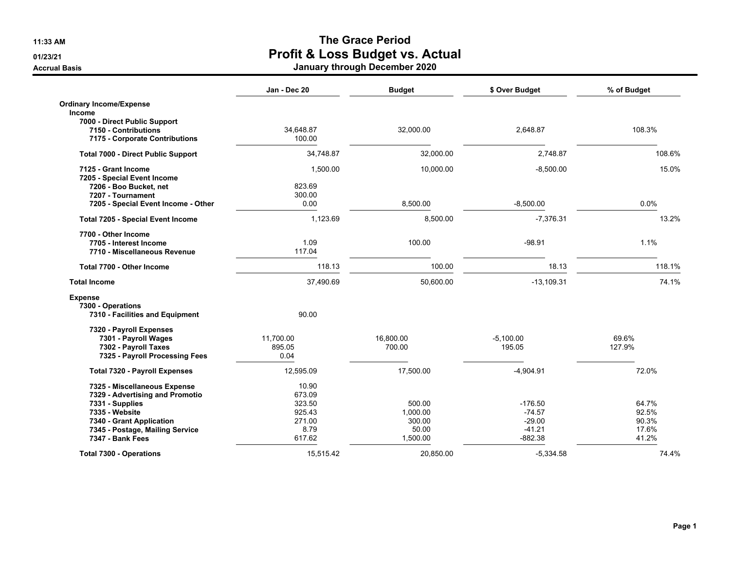# The Grace Period

## Profit & Loss Budget vs. Actual

### January through December 2020

11:33 AM
01/23/21
Accrual Basis

| | Jan - Dec 20 | Budget | $ Over Budget | % of Budget |
|---|---|---|---|---|
| **Ordinary Income/Expense** | | | | |
| **Income** | | | | |
| **7000 - Direct Public Support** | | | | |
| **7150 - Contributions** | 34,648.87 | 32,000.00 | 2,648.87 | 108.3% |
| **7175 - Corporate Contributions** | 100.00 | | | |
| **Total 7000 - Direct Public Support** | 34,748.87 | 32,000.00 | 2,748.87 | 108.6% |
| **7125 - Grant Income** | 1,500.00 | 10,000.00 | -8,500.00 | 15.0% |
| **7205 - Special Event Income** | | | | |
| **7206 - Boo Bucket, net** | 823.69 | | | |
| **7207 - Tournament** | 300.00 | | | |
| **7205 - Special Event Income - Other** | 0.00 | 8,500.00 | -8,500.00 | 0.0% |
| **Total 7205 - Special Event Income** | 1,123.69 | 8,500.00 | -7,376.31 | 13.2% |
| **7700 - Other Income** | | | | |
| **7705 - Interest Income** | 1.09 | 100.00 | -98.91 | 1.1% |
| **7710 - Miscellaneous Revenue** | 117.04 | | | |
| **Total 7700 - Other Income** | 118.13 | 100.00 | 18.13 | 118.1% |
| **Total Income** | 37,490.69 | 50,600.00 | -13,109.31 | 74.1% |
| **Expense** | | | | |
| **7300 - Operations** | | | | |
| **7310 - Facilities and Equipment** | 90.00 | | | |
| **7320 - Payroll Expenses** | | | | |
| **7301 - Payroll Wages** | 11,700.00 | 16,800.00 | -5,100.00 | 69.6% |
| **7302 - Payroll Taxes** | 895.05 | 700.00 | 195.05 | 127.9% |
| **7325 - Payroll Processing Fees** | 0.04 | | | |
| **Total 7320 - Payroll Expenses** | 12,595.09 | 17,500.00 | -4,904.91 | 72.0% |
| **7325 - Miscellaneous Expense** | 10.90 | | | |
| **7329 - Advertising and Promotio** | 673.09 | | | |
| **7331 - Supplies** | 323.50 | 500.00 | -176.50 | 64.7% |
| **7335 - Website** | 925.43 | 1,000.00 | -74.57 | 92.5% |
| **7340 - Grant Application** | 271.00 | 300.00 | -29.00 | 90.3% |
| **7345 - Postage, Mailing Service** | 8.79 | 50.00 | -41.21 | 17.6% |
| **7347 - Bank Fees** | 617.62 | 1,500.00 | -882.38 | 41.2% |
| **Total 7300 - Operations** | 15,515.42 | 20,850.00 | -5,334.58 | 74.4% |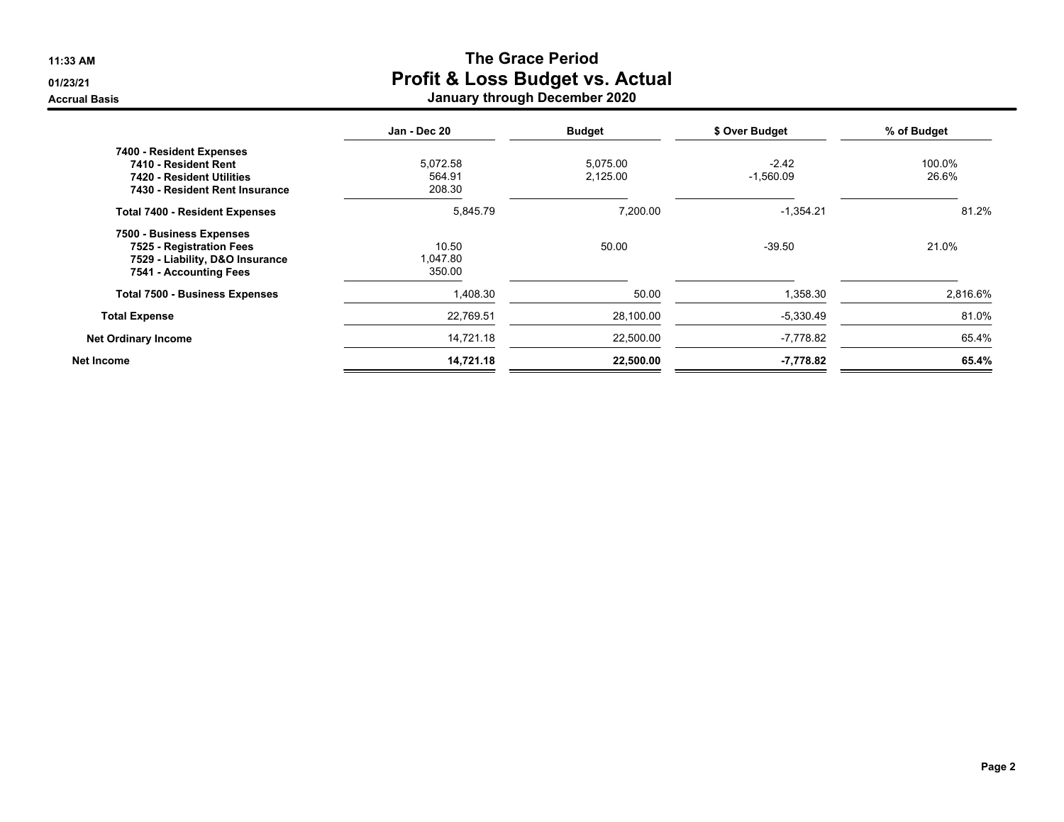# The Grace Period
## Profit & Loss Budget vs. Actual
### January through December 2020

Accrual Basis

| | Jan - Dec 20 | Budget | $ Over Budget | % of Budget |
|---|---|---|---|---|
| 7400 - Resident Expenses | | | | |
| 7410 - Resident Rent | 5,072.58 | 5,075.00 | -2.42 | 100.0% |
| 7420 - Resident Utilities | 564.91 | 2,125.00 | -1,560.09 | 26.6% |
| 7430 - Resident Rent Insurance | 208.30 | | | |
| Total 7400 - Resident Expenses | 5,845.79 | 7,200.00 | -1,354.21 | 81.2% |
| 7500 - Business Expenses | | | | |
| 7525 - Registration Fees | 10.50 | 50.00 | -39.50 | 21.0% |
| 7529 - Liability, D&O Insurance | 1,047.80 | | | |
| 7541 - Accounting Fees | 350.00 | | | |
| Total 7500 - Business Expenses | 1,408.30 | 50.00 | 1,358.30 | 2,816.6% |
| Total Expense | 22,769.51 | 28,100.00 | -5,330.49 | 81.0% |
| Net Ordinary Income | 14,721.18 | 22,500.00 | -7,778.82 | 65.4% |
| **Net Income** | **14,721.18** | **22,500.00** | **-7,778.82** | **65.4%** |